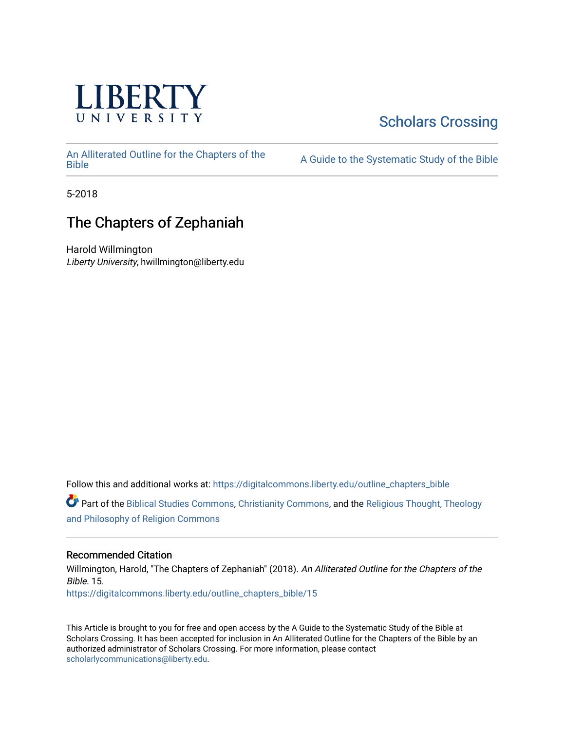LIBERTY UNIVERSITY

Scholars Crossing

An Alliterated Outline for the Chapters of the Bible

A Guide to the Systematic Study of the Bible

5-2018

# The Chapters of Zephaniah

Harold Willmington
*Liberty University*, hwillmington@liberty.edu

Follow this and additional works at: https://digitalcommons.liberty.edu/outline_chapters_bible

Part of the Biblical Studies Commons, Christianity Commons, and the Religious Thought, Theology and Philosophy of Religion Commons

### Recommended Citation

Willmington, Harold, "The Chapters of Zephaniah" (2018). *An Alliterated Outline for the Chapters of the Bible*. 15.
https://digitalcommons.liberty.edu/outline_chapters_bible/15

This Article is brought to you for free and open access by the A Guide to the Systematic Study of the Bible at Scholars Crossing. It has been accepted for inclusion in An Alliterated Outline for the Chapters of the Bible by an authorized administrator of Scholars Crossing. For more information, please contact scholarlycommunications@liberty.edu.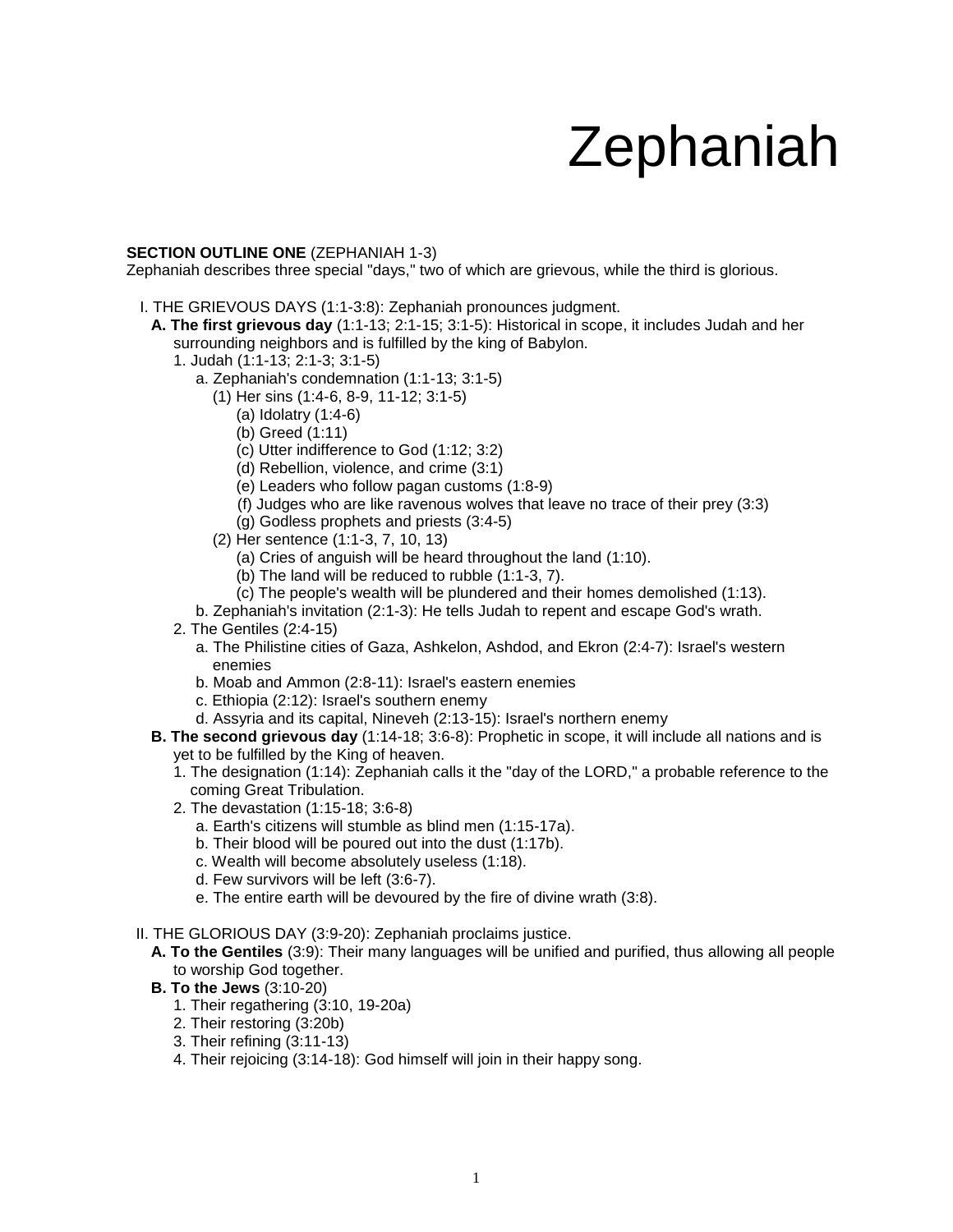# Zephaniah

**SECTION OUTLINE ONE** (ZEPHANIAH 1-3)

Zephaniah describes three special "days," two of which are grievous, while the third is glorious.

- I. THE GRIEVOUS DAYS (1:1-3:8): Zephaniah pronounces judgment.
  - **A. The first grievous day** (1:1-13; 2:1-15; 3:1-5): Historical in scope, it includes Judah and her surrounding neighbors and is fulfilled by the king of Babylon.
    - 1. Judah (1:1-13; 2:1-3; 3:1-5)
      - a. Zephaniah's condemnation (1:1-13; 3:1-5)
        - (1) Her sins (1:4-6, 8-9, 11-12; 3:1-5)
          - (a) Idolatry (1:4-6)
          - (b) Greed (1:11)
          - (c) Utter indifference to God (1:12; 3:2)
          - (d) Rebellion, violence, and crime (3:1)
          - (e) Leaders who follow pagan customs (1:8-9)
          - (f) Judges who are like ravenous wolves that leave no trace of their prey (3:3)
          - (g) Godless prophets and priests (3:4-5)
        - (2) Her sentence (1:1-3, 7, 10, 13)
          - (a) Cries of anguish will be heard throughout the land (1:10).
          - (b) The land will be reduced to rubble (1:1-3, 7).
          - (c) The people's wealth will be plundered and their homes demolished (1:13).
      - b. Zephaniah's invitation (2:1-3): He tells Judah to repent and escape God's wrath.
    - 2. The Gentiles (2:4-15)
      - a. The Philistine cities of Gaza, Ashkelon, Ashdod, and Ekron (2:4-7): Israel's western enemies
      - b. Moab and Ammon (2:8-11): Israel's eastern enemies
      - c. Ethiopia (2:12): Israel's southern enemy
      - d. Assyria and its capital, Nineveh (2:13-15): Israel's northern enemy
  - **B. The second grievous day** (1:14-18; 3:6-8): Prophetic in scope, it will include all nations and is yet to be fulfilled by the King of heaven.
    - 1. The designation (1:14): Zephaniah calls it the "day of the LORD," a probable reference to the coming Great Tribulation.
    - 2. The devastation (1:15-18; 3:6-8)
      - a. Earth's citizens will stumble as blind men (1:15-17a).
      - b. Their blood will be poured out into the dust (1:17b).
      - c. Wealth will become absolutely useless (1:18).
      - d. Few survivors will be left (3:6-7).
      - e. The entire earth will be devoured by the fire of divine wrath (3:8).

- II. THE GLORIOUS DAY (3:9-20): Zephaniah proclaims justice.
  - **A. To the Gentiles** (3:9): Their many languages will be unified and purified, thus allowing all people to worship God together.
  - **B. To the Jews** (3:10-20)
    - 1. Their regathering (3:10, 19-20a)
    - 2. Their restoring (3:20b)
    - 3. Their refining (3:11-13)
    - 4. Their rejoicing (3:14-18): God himself will join in their happy song.